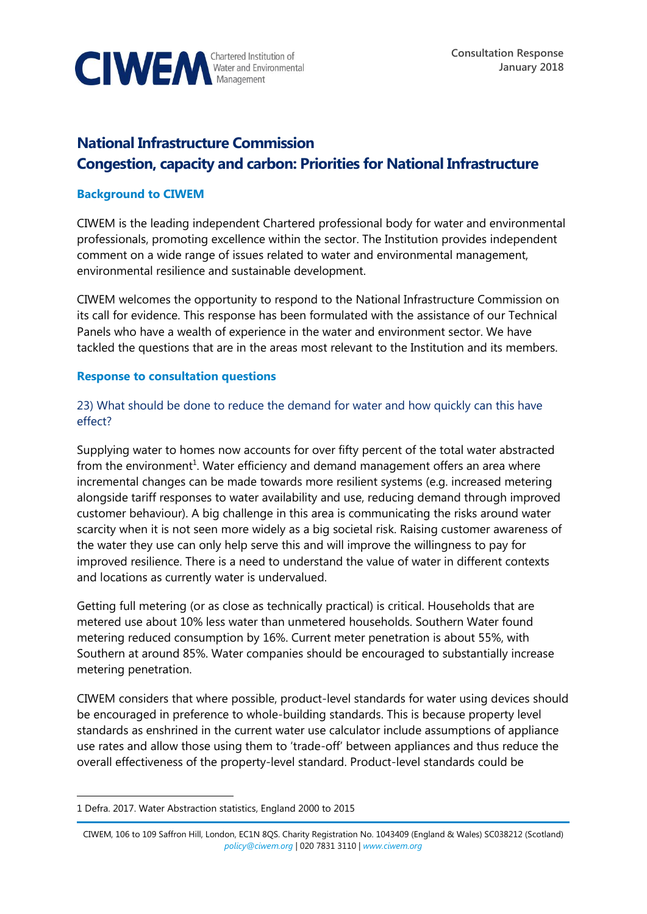Consultation Response
January 2018

# National Infrastructure Commission
# Congestion, capacity and carbon: Priorities for National Infrastructure

## Background to CIWEM

CIWEM is the leading independent Chartered professional body for water and environmental professionals, promoting excellence within the sector. The Institution provides independent comment on a wide range of issues related to water and environmental management, environmental resilience and sustainable development.

CIWEM welcomes the opportunity to respond to the National Infrastructure Commission on its call for evidence. This response has been formulated with the assistance of our Technical Panels who have a wealth of experience in the water and environment sector. We have tackled the questions that are in the areas most relevant to the Institution and its members.

## Response to consultation questions

### 23) What should be done to reduce the demand for water and how quickly can this have effect?

Supplying water to homes now accounts for over fifty percent of the total water abstracted from the environment[1]. Water efficiency and demand management offers an area where incremental changes can be made towards more resilient systems (e.g. increased metering alongside tariff responses to water availability and use, reducing demand through improved customer behaviour). A big challenge in this area is communicating the risks around water scarcity when it is not seen more widely as a big societal risk. Raising customer awareness of the water they use can only help serve this and will improve the willingness to pay for improved resilience. There is a need to understand the value of water in different contexts and locations as currently water is undervalued.

Getting full metering (or as close as technically practical) is critical. Households that are metered use about 10% less water than unmetered households. Southern Water found metering reduced consumption by 16%. Current meter penetration is about 55%, with Southern at around 85%. Water companies should be encouraged to substantially increase metering penetration.

CIWEM considers that where possible, product-level standards for water using devices should be encouraged in preference to whole-building standards. This is because property level standards as enshrined in the current water use calculator include assumptions of appliance use rates and allow those using them to 'trade-off' between appliances and thus reduce the overall effectiveness of the property-level standard. Product-level standards could be

1 Defra. 2017. Water Abstraction statistics, England 2000 to 2015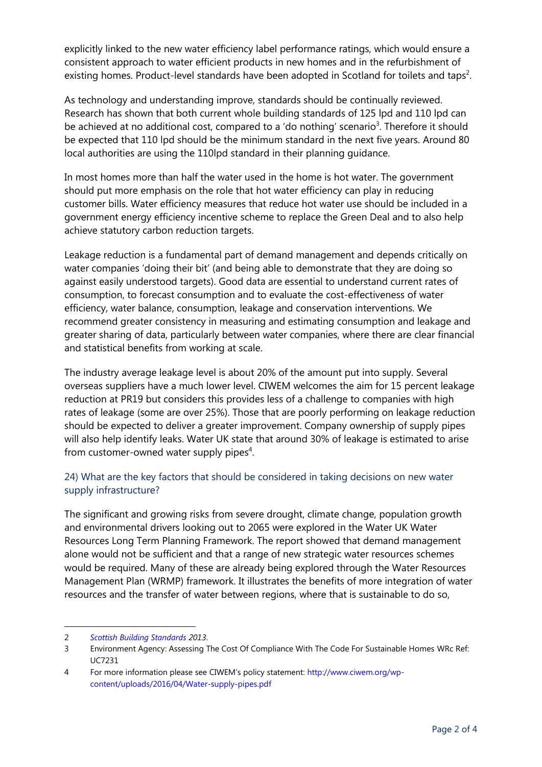explicitly linked to the new water efficiency label performance ratings, which would ensure a consistent approach to water efficient products in new homes and in the refurbishment of existing homes. Product-level standards have been adopted in Scotland for toilets and taps[2].

As technology and understanding improve, standards should be continually reviewed. Research has shown that both current whole building standards of 125 lpd and 110 lpd can be achieved at no additional cost, compared to a 'do nothing' scenario[3]. Therefore it should be expected that 110 lpd should be the minimum standard in the next five years. Around 80 local authorities are using the 110lpd standard in their planning guidance.

In most homes more than half the water used in the home is hot water. The government should put more emphasis on the role that hot water efficiency can play in reducing customer bills. Water efficiency measures that reduce hot water use should be included in a government energy efficiency incentive scheme to replace the Green Deal and to also help achieve statutory carbon reduction targets.

Leakage reduction is a fundamental part of demand management and depends critically on water companies 'doing their bit' (and being able to demonstrate that they are doing so against easily understood targets). Good data are essential to understand current rates of consumption, to forecast consumption and to evaluate the cost-effectiveness of water efficiency, water balance, consumption, leakage and conservation interventions. We recommend greater consistency in measuring and estimating consumption and leakage and greater sharing of data, particularly between water companies, where there are clear financial and statistical benefits from working at scale.

The industry average leakage level is about 20% of the amount put into supply. Several overseas suppliers have a much lower level. CIWEM welcomes the aim for 15 percent leakage reduction at PR19 but considers this provides less of a challenge to companies with high rates of leakage (some are over 25%). Those that are poorly performing on leakage reduction should be expected to deliver a greater improvement. Company ownership of supply pipes will also help identify leaks. Water UK state that around 30% of leakage is estimated to arise from customer-owned water supply pipes[4].

### 24) What are the key factors that should be considered in taking decisions on new water supply infrastructure?

The significant and growing risks from severe drought, climate change, population growth and environmental drivers looking out to 2065 were explored in the Water UK Water Resources Long Term Planning Framework. The report showed that demand management alone would not be sufficient and that a range of new strategic water resources schemes would be required. Many of these are already being explored through the Water Resources Management Plan (WRMP) framework. It illustrates the benefits of more integration of water resources and the transfer of water between regions, where that is sustainable to do so,

---

2 *Scottish Building Standards 2013*.

3 Environment Agency: Assessing The Cost Of Compliance With The Code For Sustainable Homes WRc Ref: UC7231

4 For more information please see CIWEM's policy statement: http://www.ciwem.org/wp-content/uploads/2016/04/Water-supply-pipes.pdf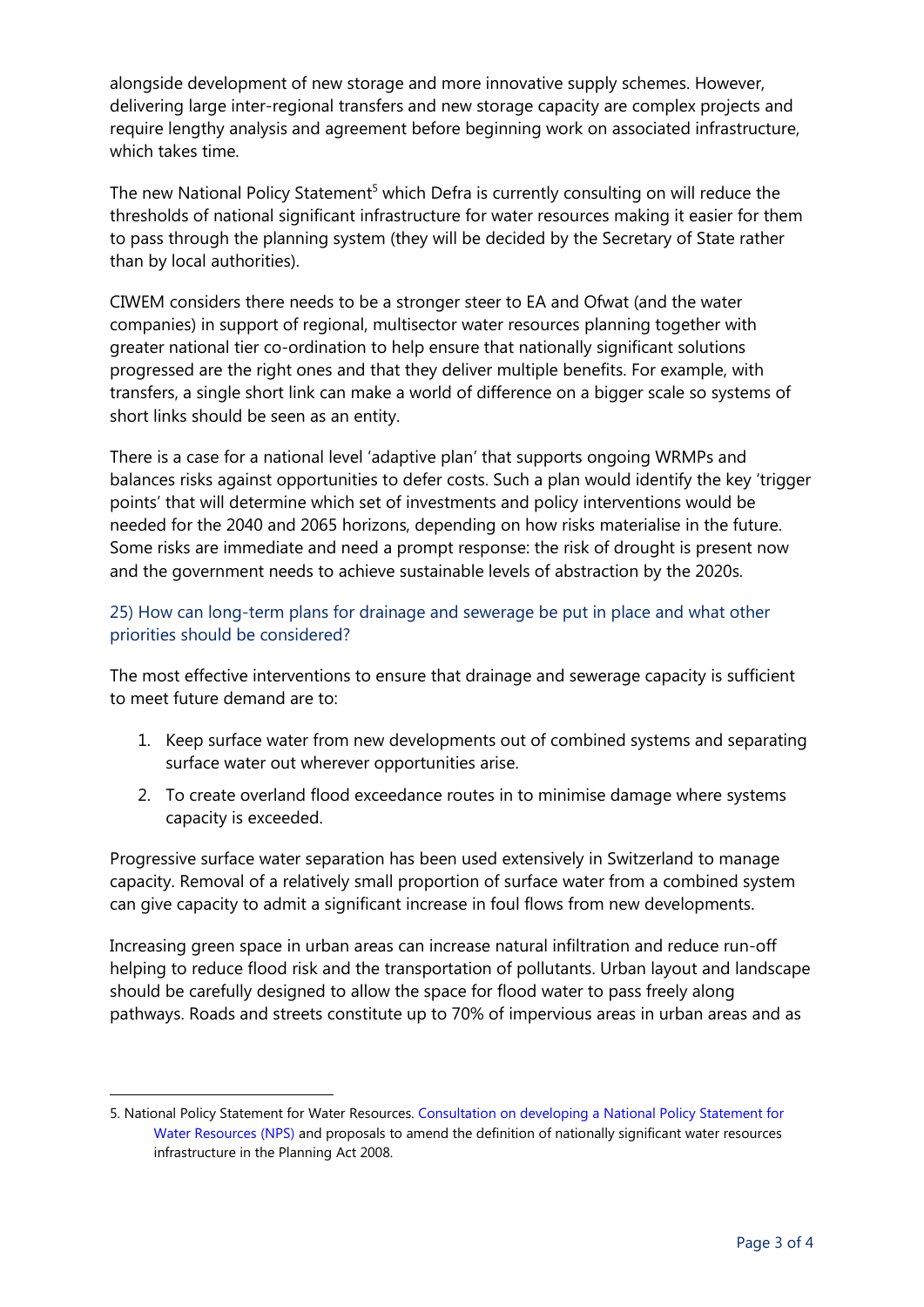alongside development of new storage and more innovative supply schemes. However, delivering large inter-regional transfers and new storage capacity are complex projects and require lengthy analysis and agreement before beginning work on associated infrastructure, which takes time.

The new National Policy Statement[5] which Defra is currently consulting on will reduce the thresholds of national significant infrastructure for water resources making it easier for them to pass through the planning system (they will be decided by the Secretary of State rather than by local authorities).

CIWEM considers there needs to be a stronger steer to EA and Ofwat (and the water companies) in support of regional, multisector water resources planning together with greater national tier co-ordination to help ensure that nationally significant solutions progressed are the right ones and that they deliver multiple benefits. For example, with transfers, a single short link can make a world of difference on a bigger scale so systems of short links should be seen as an entity.

There is a case for a national level 'adaptive plan' that supports ongoing WRMPs and balances risks against opportunities to defer costs. Such a plan would identify the key 'trigger points' that will determine which set of investments and policy interventions would be needed for the 2040 and 2065 horizons, depending on how risks materialise in the future. Some risks are immediate and need a prompt response: the risk of drought is present now and the government needs to achieve sustainable levels of abstraction by the 2020s.

### 25) How can long-term plans for drainage and sewerage be put in place and what other priorities should be considered?

The most effective interventions to ensure that drainage and sewerage capacity is sufficient to meet future demand are to:

1. Keep surface water from new developments out of combined systems and separating surface water out wherever opportunities arise.
2. To create overland flood exceedance routes in to minimise damage where systems capacity is exceeded.

Progressive surface water separation has been used extensively in Switzerland to manage capacity. Removal of a relatively small proportion of surface water from a combined system can give capacity to admit a significant increase in foul flows from new developments.

Increasing green space in urban areas can increase natural infiltration and reduce run-off helping to reduce flood risk and the transportation of pollutants. Urban layout and landscape should be carefully designed to allow the space for flood water to pass freely along pathways. Roads and streets constitute up to 70% of impervious areas in urban areas and as

---

5. National Policy Statement for Water Resources. Consultation on developing a National Policy Statement for Water Resources (NPS) and proposals to amend the definition of nationally significant water resources infrastructure in the Planning Act 2008.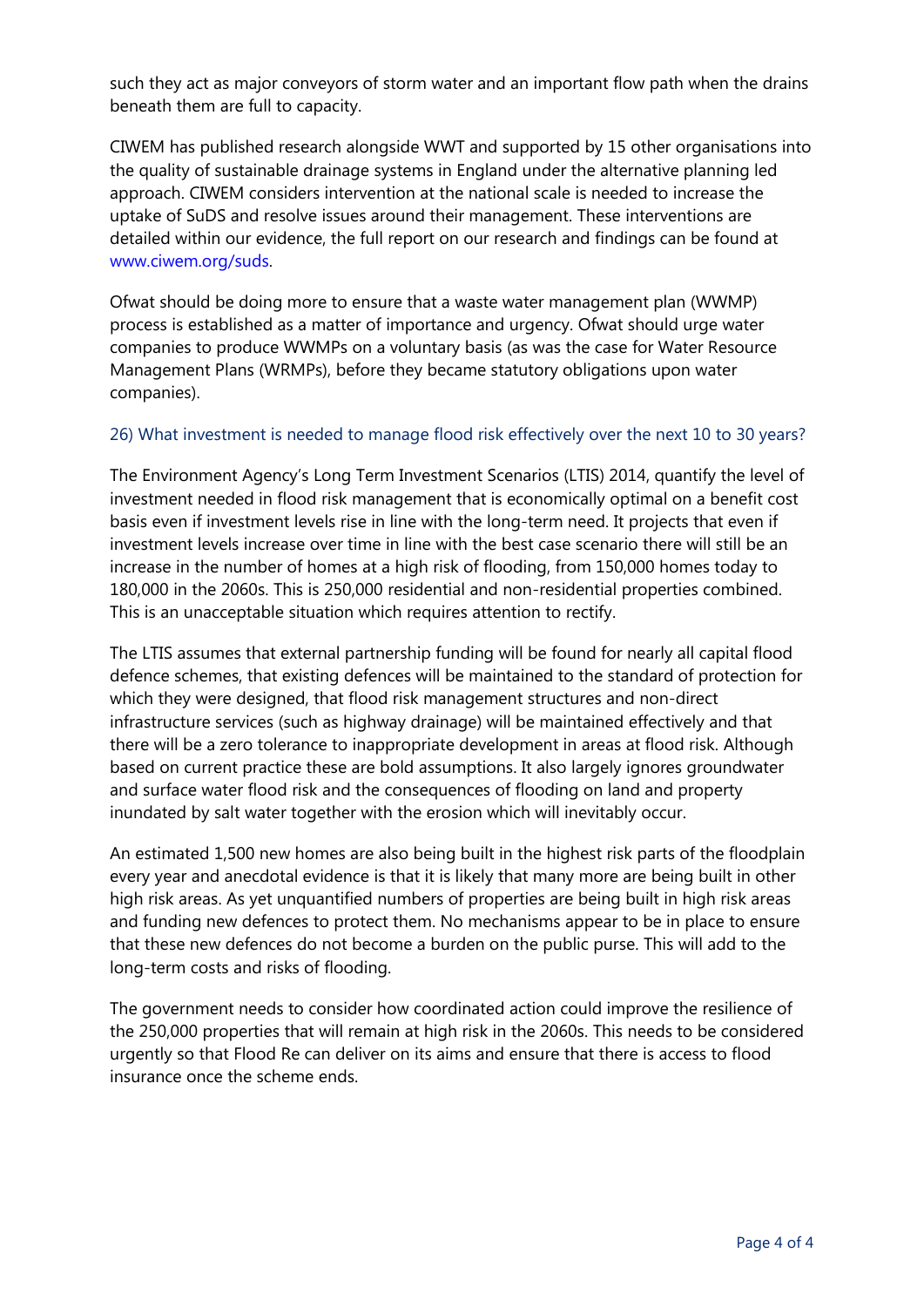such they act as major conveyors of storm water and an important flow path when the drains beneath them are full to capacity.

CIWEM has published research alongside WWT and supported by 15 other organisations into the quality of sustainable drainage systems in England under the alternative planning led approach. CIWEM considers intervention at the national scale is needed to increase the uptake of SuDS and resolve issues around their management. These interventions are detailed within our evidence, the full report on our research and findings can be found at www.ciwem.org/suds.

Ofwat should be doing more to ensure that a waste water management plan (WWMP) process is established as a matter of importance and urgency. Ofwat should urge water companies to produce WWMPs on a voluntary basis (as was the case for Water Resource Management Plans (WRMPs), before they became statutory obligations upon water companies).

### 26) What investment is needed to manage flood risk effectively over the next 10 to 30 years?

The Environment Agency's Long Term Investment Scenarios (LTIS) 2014, quantify the level of investment needed in flood risk management that is economically optimal on a benefit cost basis even if investment levels rise in line with the long-term need. It projects that even if investment levels increase over time in line with the best case scenario there will still be an increase in the number of homes at a high risk of flooding, from 150,000 homes today to 180,000 in the 2060s. This is 250,000 residential and non-residential properties combined. This is an unacceptable situation which requires attention to rectify.

The LTIS assumes that external partnership funding will be found for nearly all capital flood defence schemes, that existing defences will be maintained to the standard of protection for which they were designed, that flood risk management structures and non-direct infrastructure services (such as highway drainage) will be maintained effectively and that there will be a zero tolerance to inappropriate development in areas at flood risk. Although based on current practice these are bold assumptions. It also largely ignores groundwater and surface water flood risk and the consequences of flooding on land and property inundated by salt water together with the erosion which will inevitably occur.

An estimated 1,500 new homes are also being built in the highest risk parts of the floodplain every year and anecdotal evidence is that it is likely that many more are being built in other high risk areas. As yet unquantified numbers of properties are being built in high risk areas and funding new defences to protect them. No mechanisms appear to be in place to ensure that these new defences do not become a burden on the public purse. This will add to the long-term costs and risks of flooding.

The government needs to consider how coordinated action could improve the resilience of the 250,000 properties that will remain at high risk in the 2060s. This needs to be considered urgently so that Flood Re can deliver on its aims and ensure that there is access to flood insurance once the scheme ends.